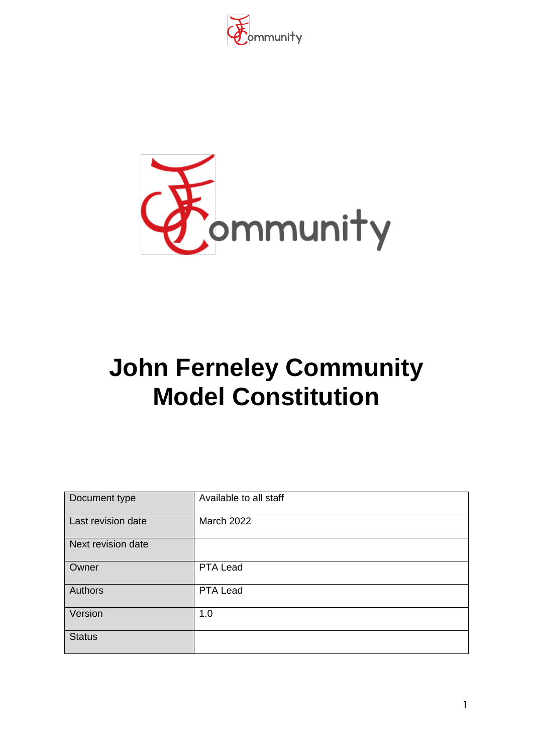# John Ferneley Community Model Constitution

| Document type | Available to all staff |
|---|---|
| Last revision date | March 2022 |
| Next revision date | |
| Owner | PTA Lead |
| Authors | PTA Lead |
| Version | 1.0 |
| Status | |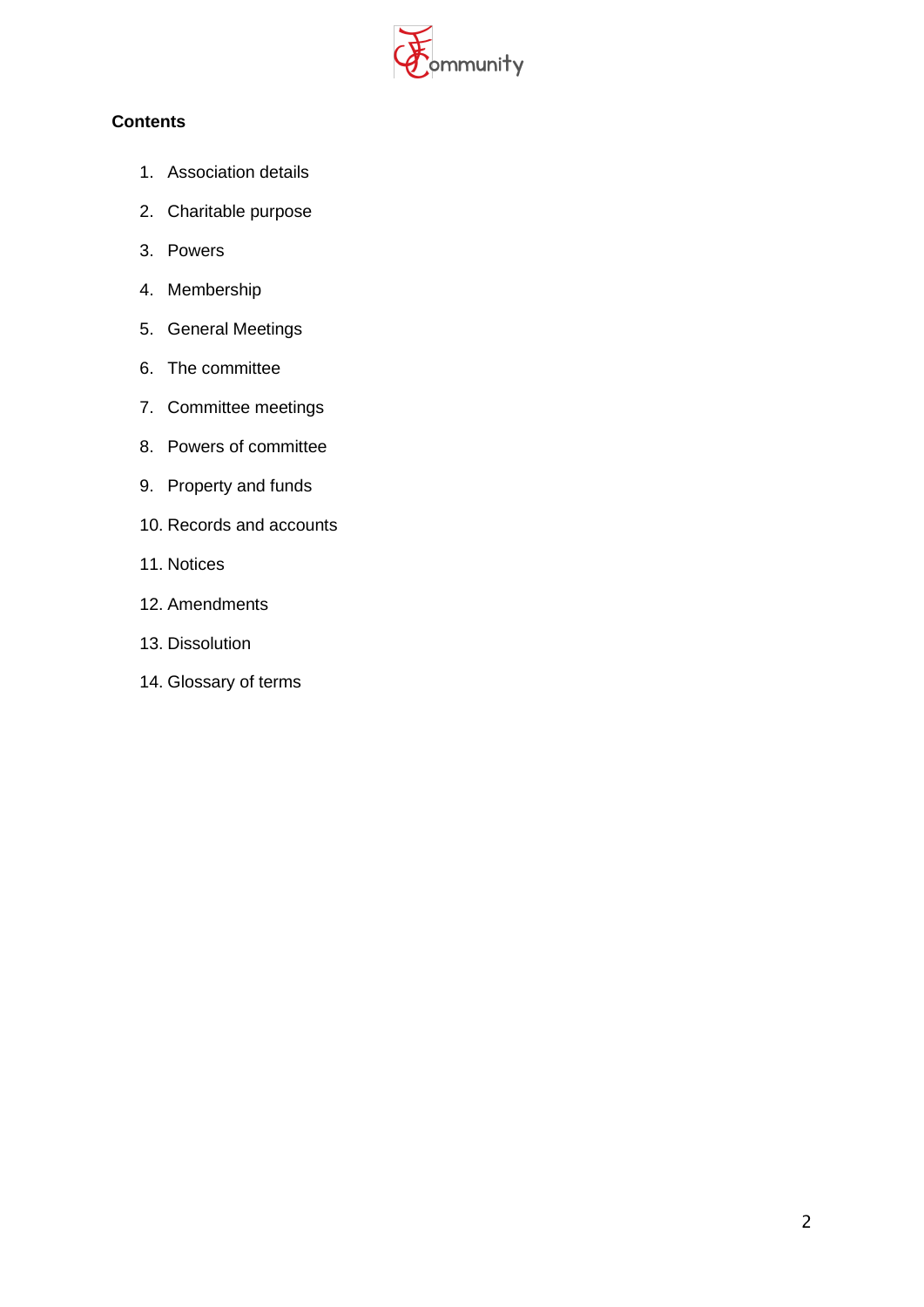**Contents**

1. Association details
2. Charitable purpose
3. Powers
4. Membership
5. General Meetings
6. The committee
7. Committee meetings
8. Powers of committee
9. Property and funds
10. Records and accounts
11. Notices
12. Amendments
13. Dissolution
14. Glossary of terms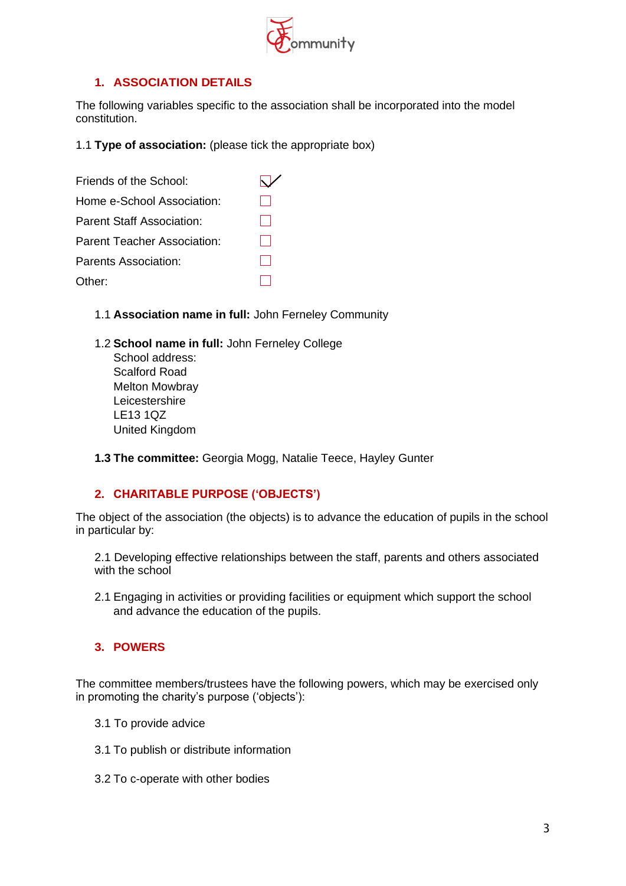## 1. ASSOCIATION DETAILS

The following variables specific to the association shall be incorporated into the model constitution.

1.1 **Type of association:** (please tick the appropriate box)

- Friends of the School: ☑
- Home e-School Association: ☐
- Parent Staff Association: ☐
- Parent Teacher Association: ☐
- Parents Association: ☐
- Other: ☐

1.1 **Association name in full:** John Ferneley Community

1.2 **School name in full:** John Ferneley College
School address:
Scalford Road
Melton Mowbray
Leicestershire
LE13 1QZ
United Kingdom

**1.3 The committee:** Georgia Mogg, Natalie Teece, Hayley Gunter

## 2. CHARITABLE PURPOSE ('OBJECTS')

The object of the association (the objects) is to advance the education of pupils in the school in particular by:

2.1 Developing effective relationships between the staff, parents and others associated with the school

2.1 Engaging in activities or providing facilities or equipment which support the school and advance the education of the pupils.

## 3. POWERS

The committee members/trustees have the following powers, which may be exercised only in promoting the charity's purpose ('objects'):

3.1 To provide advice

3.1 To publish or distribute information

3.2 To c-operate with other bodies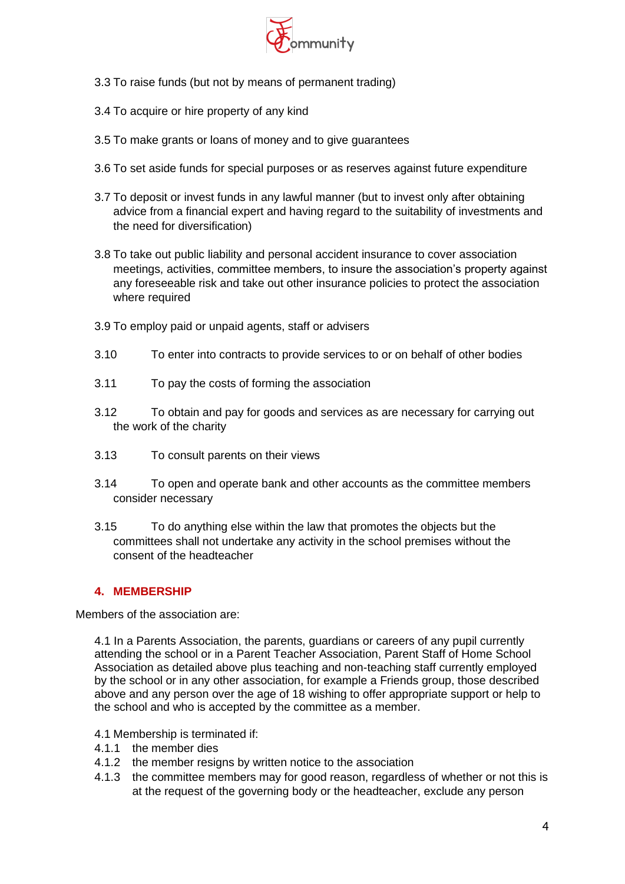3.3 To raise funds (but not by means of permanent trading)

3.4 To acquire or hire property of any kind

3.5 To make grants or loans of money and to give guarantees

3.6 To set aside funds for special purposes or as reserves against future expenditure

3.7 To deposit or invest funds in any lawful manner (but to invest only after obtaining advice from a financial expert and having regard to the suitability of investments and the need for diversification)

3.8 To take out public liability and personal accident insurance to cover association meetings, activities, committee members, to insure the association's property against any foreseeable risk and take out other insurance policies to protect the association where required

3.9 To employ paid or unpaid agents, staff or advisers

3.10 To enter into contracts to provide services to or on behalf of other bodies

3.11 To pay the costs of forming the association

3.12 To obtain and pay for goods and services as are necessary for carrying out the work of the charity

3.13 To consult parents on their views

3.14 To open and operate bank and other accounts as the committee members consider necessary

3.15 To do anything else within the law that promotes the objects but the committees shall not undertake any activity in the school premises without the consent of the headteacher

## 4. MEMBERSHIP

Members of the association are:

4.1 In a Parents Association, the parents, guardians or careers of any pupil currently attending the school or in a Parent Teacher Association, Parent Staff of Home School Association as detailed above plus teaching and non-teaching staff currently employed by the school or in any other association, for example a Friends group, those described above and any person over the age of 18 wishing to offer appropriate support or help to the school and who is accepted by the committee as a member.

4.1 Membership is terminated if:

4.1.1 the member dies

4.1.2 the member resigns by written notice to the association

4.1.3 the committee members may for good reason, regardless of whether or not this is at the request of the governing body or the headteacher, exclude any person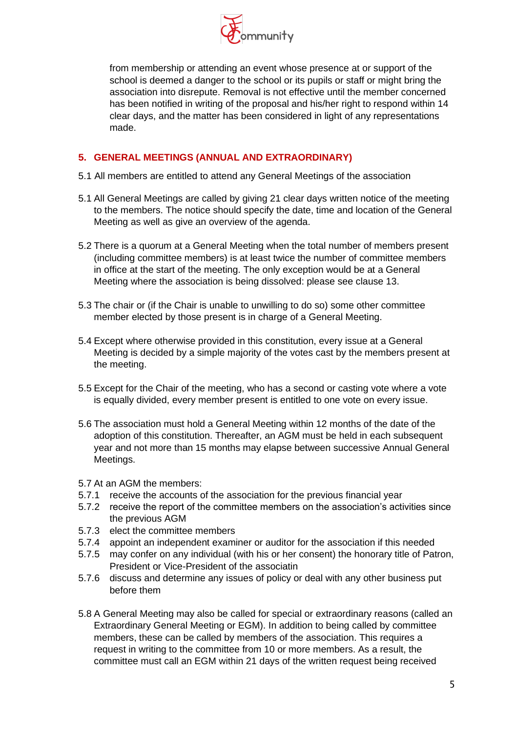from membership or attending an event whose presence at or support of the school is deemed a danger to the school or its pupils or staff or might bring the association into disrepute. Removal is not effective until the member concerned has been notified in writing of the proposal and his/her right to respond within 14 clear days, and the matter has been considered in light of any representations made.

## 5. GENERAL MEETINGS (ANNUAL AND EXTRAORDINARY)

5.1 All members are entitled to attend any General Meetings of the association

5.1 All General Meetings are called by giving 21 clear days written notice of the meeting to the members. The notice should specify the date, time and location of the General Meeting as well as give an overview of the agenda.

5.2 There is a quorum at a General Meeting when the total number of members present (including committee members) is at least twice the number of committee members in office at the start of the meeting. The only exception would be at a General Meeting where the association is being dissolved: please see clause 13.

5.3 The chair or (if the Chair is unable to unwilling to do so) some other committee member elected by those present is in charge of a General Meeting.

5.4 Except where otherwise provided in this constitution, every issue at a General Meeting is decided by a simple majority of the votes cast by the members present at the meeting.

5.5 Except for the Chair of the meeting, who has a second or casting vote where a vote is equally divided, every member present is entitled to one vote on every issue.

5.6 The association must hold a General Meeting within 12 months of the date of the adoption of this constitution. Thereafter, an AGM must be held in each subsequent year and not more than 15 months may elapse between successive Annual General Meetings.

5.7 At an AGM the members:
5.7.1 receive the accounts of the association for the previous financial year
5.7.2 receive the report of the committee members on the association's activities since the previous AGM
5.7.3 elect the committee members
5.7.4 appoint an independent examiner or auditor for the association if this needed
5.7.5 may confer on any individual (with his or her consent) the honorary title of Patron, President or Vice-President of the associatin
5.7.6 discuss and determine any issues of policy or deal with any other business put before them

5.8 A General Meeting may also be called for special or extraordinary reasons (called an Extraordinary General Meeting or EGM). In addition to being called by committee members, these can be called by members of the association. This requires a request in writing to the committee from 10 or more members. As a result, the committee must call an EGM within 21 days of the written request being received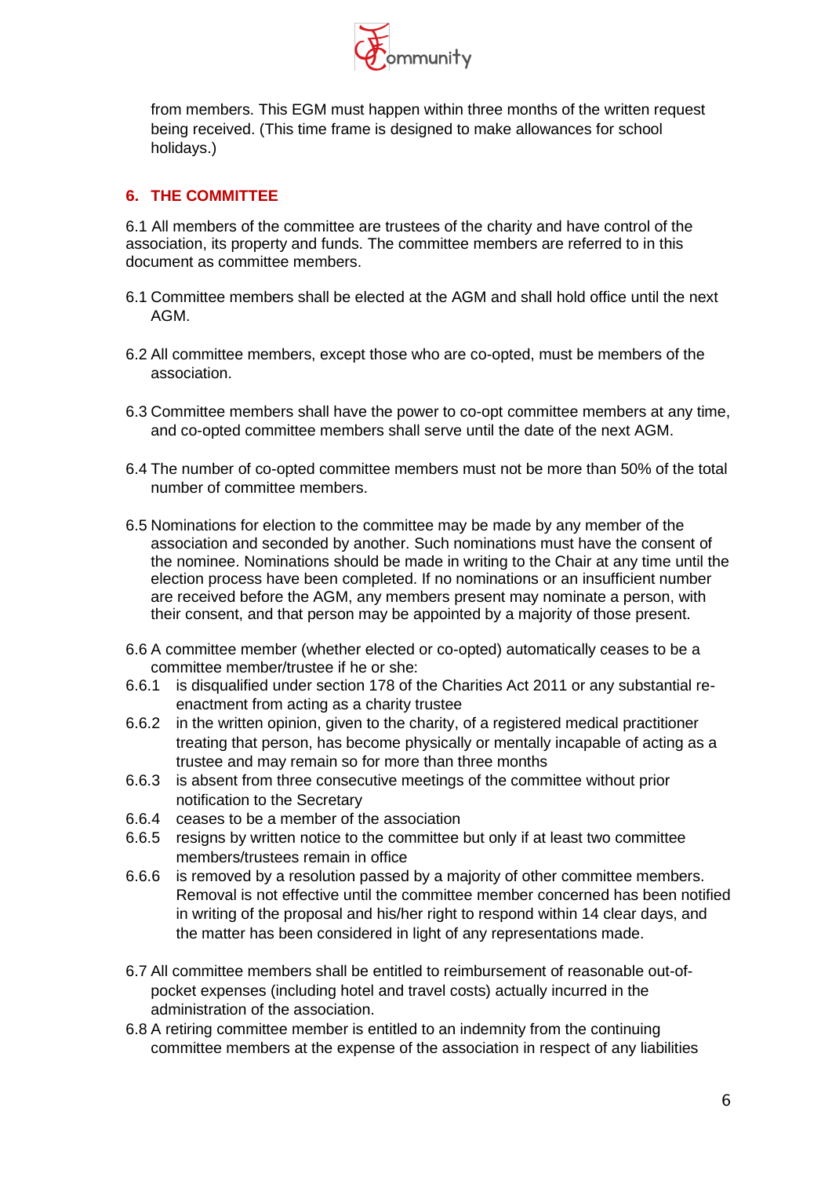from members. This EGM must happen within three months of the written request being received. (This time frame is designed to make allowances for school holidays.)

## 6. THE COMMITTEE

6.1 All members of the committee are trustees of the charity and have control of the association, its property and funds. The committee members are referred to in this document as committee members.

6.1 Committee members shall be elected at the AGM and shall hold office until the next AGM.

6.2 All committee members, except those who are co-opted, must be members of the association.

6.3 Committee members shall have the power to co-opt committee members at any time, and co-opted committee members shall serve until the date of the next AGM.

6.4 The number of co-opted committee members must not be more than 50% of the total number of committee members.

6.5 Nominations for election to the committee may be made by any member of the association and seconded by another. Such nominations must have the consent of the nominee. Nominations should be made in writing to the Chair at any time until the election process have been completed. If no nominations or an insufficient number are received before the AGM, any members present may nominate a person, with their consent, and that person may be appointed by a majority of those present.

6.6 A committee member (whether elected or co-opted) automatically ceases to be a committee member/trustee if he or she:

6.6.1 is disqualified under section 178 of the Charities Act 2011 or any substantial re-enactment from acting as a charity trustee

6.6.2 in the written opinion, given to the charity, of a registered medical practitioner treating that person, has become physically or mentally incapable of acting as a trustee and may remain so for more than three months

6.6.3 is absent from three consecutive meetings of the committee without prior notification to the Secretary

6.6.4 ceases to be a member of the association

6.6.5 resigns by written notice to the committee but only if at least two committee members/trustees remain in office

6.6.6 is removed by a resolution passed by a majority of other committee members. Removal is not effective until the committee member concerned has been notified in writing of the proposal and his/her right to respond within 14 clear days, and the matter has been considered in light of any representations made.

6.7 All committee members shall be entitled to reimbursement of reasonable out-of-pocket expenses (including hotel and travel costs) actually incurred in the administration of the association.

6.8 A retiring committee member is entitled to an indemnity from the continuing committee members at the expense of the association in respect of any liabilities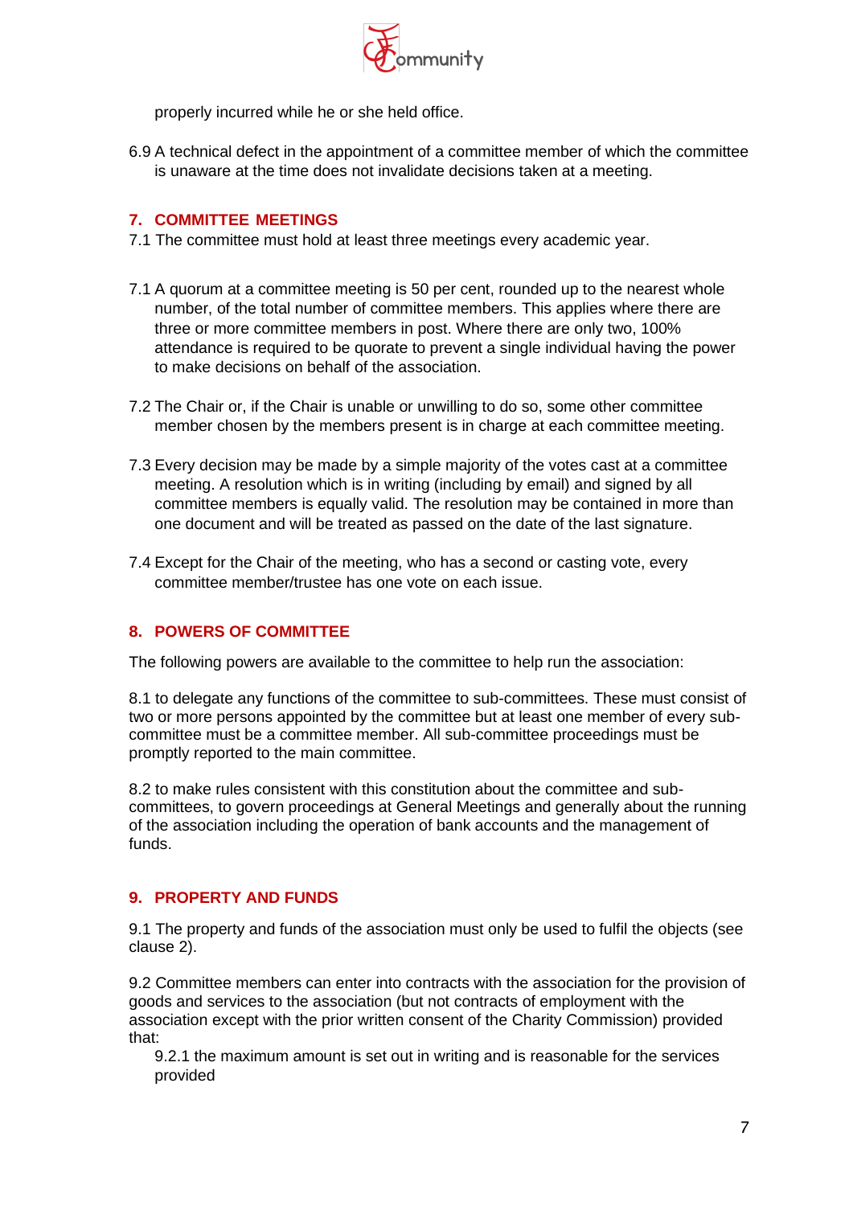properly incurred while he or she held office.

6.9 A technical defect in the appointment of a committee member of which the committee is unaware at the time does not invalidate decisions taken at a meeting.

## 7. COMMITTEE MEETINGS

7.1 The committee must hold at least three meetings every academic year.

7.1 A quorum at a committee meeting is 50 per cent, rounded up to the nearest whole number, of the total number of committee members. This applies where there are three or more committee members in post. Where there are only two, 100% attendance is required to be quorate to prevent a single individual having the power to make decisions on behalf of the association.

7.2 The Chair or, if the Chair is unable or unwilling to do so, some other committee member chosen by the members present is in charge at each committee meeting.

7.3 Every decision may be made by a simple majority of the votes cast at a committee meeting. A resolution which is in writing (including by email) and signed by all committee members is equally valid. The resolution may be contained in more than one document and will be treated as passed on the date of the last signature.

7.4 Except for the Chair of the meeting, who has a second or casting vote, every committee member/trustee has one vote on each issue.

## 8. POWERS OF COMMITTEE

The following powers are available to the committee to help run the association:

8.1 to delegate any functions of the committee to sub-committees. These must consist of two or more persons appointed by the committee but at least one member of every sub-committee must be a committee member. All sub-committee proceedings must be promptly reported to the main committee.

8.2 to make rules consistent with this constitution about the committee and sub-committees, to govern proceedings at General Meetings and generally about the running of the association including the operation of bank accounts and the management of funds.

## 9. PROPERTY AND FUNDS

9.1 The property and funds of the association must only be used to fulfil the objects (see clause 2).

9.2 Committee members can enter into contracts with the association for the provision of goods and services to the association (but not contracts of employment with the association except with the prior written consent of the Charity Commission) provided that:

9.2.1 the maximum amount is set out in writing and is reasonable for the services provided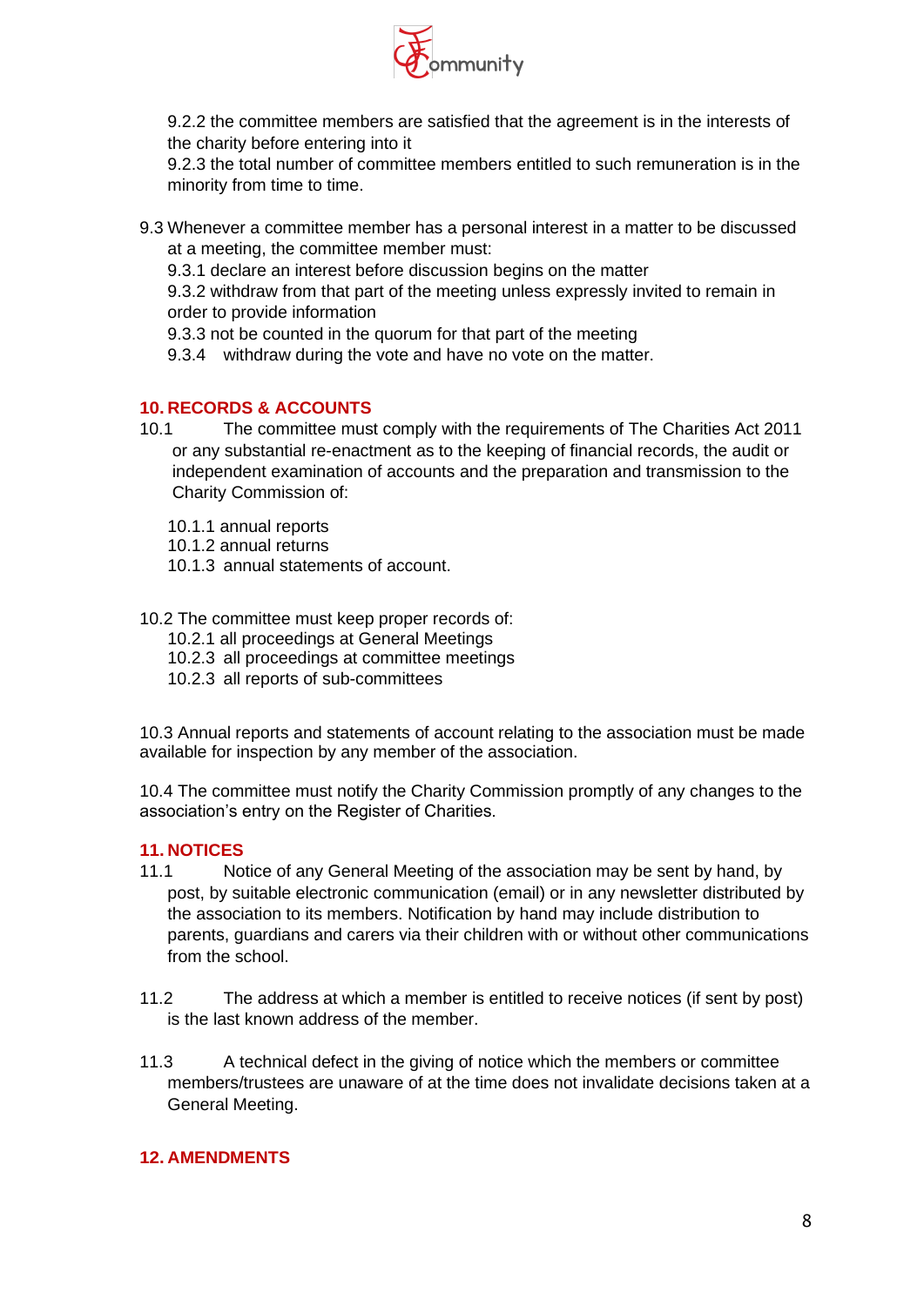9.2.2 the committee members are satisfied that the agreement is in the interests of the charity before entering into it

9.2.3 the total number of committee members entitled to such remuneration is in the minority from time to time.

9.3 Whenever a committee member has a personal interest in a matter to be discussed at a meeting, the committee member must:

9.3.1 declare an interest before discussion begins on the matter

9.3.2 withdraw from that part of the meeting unless expressly invited to remain in order to provide information

9.3.3 not be counted in the quorum for that part of the meeting

9.3.4 withdraw during the vote and have no vote on the matter.

## 10. RECORDS & ACCOUNTS

10.1 The committee must comply with the requirements of The Charities Act 2011 or any substantial re-enactment as to the keeping of financial records, the audit or independent examination of accounts and the preparation and transmission to the Charity Commission of:

10.1.1 annual reports

10.1.2 annual returns

10.1.3 annual statements of account.

10.2 The committee must keep proper records of:

10.2.1 all proceedings at General Meetings

10.2.3 all proceedings at committee meetings

10.2.3 all reports of sub-committees

10.3 Annual reports and statements of account relating to the association must be made available for inspection by any member of the association.

10.4 The committee must notify the Charity Commission promptly of any changes to the association's entry on the Register of Charities.

## 11. NOTICES

11.1 Notice of any General Meeting of the association may be sent by hand, by post, by suitable electronic communication (email) or in any newsletter distributed by the association to its members. Notification by hand may include distribution to parents, guardians and carers via their children with or without other communications from the school.

11.2 The address at which a member is entitled to receive notices (if sent by post) is the last known address of the member.

11.3 A technical defect in the giving of notice which the members or committee members/trustees are unaware of at the time does not invalidate decisions taken at a General Meeting.

## 12. AMENDMENTS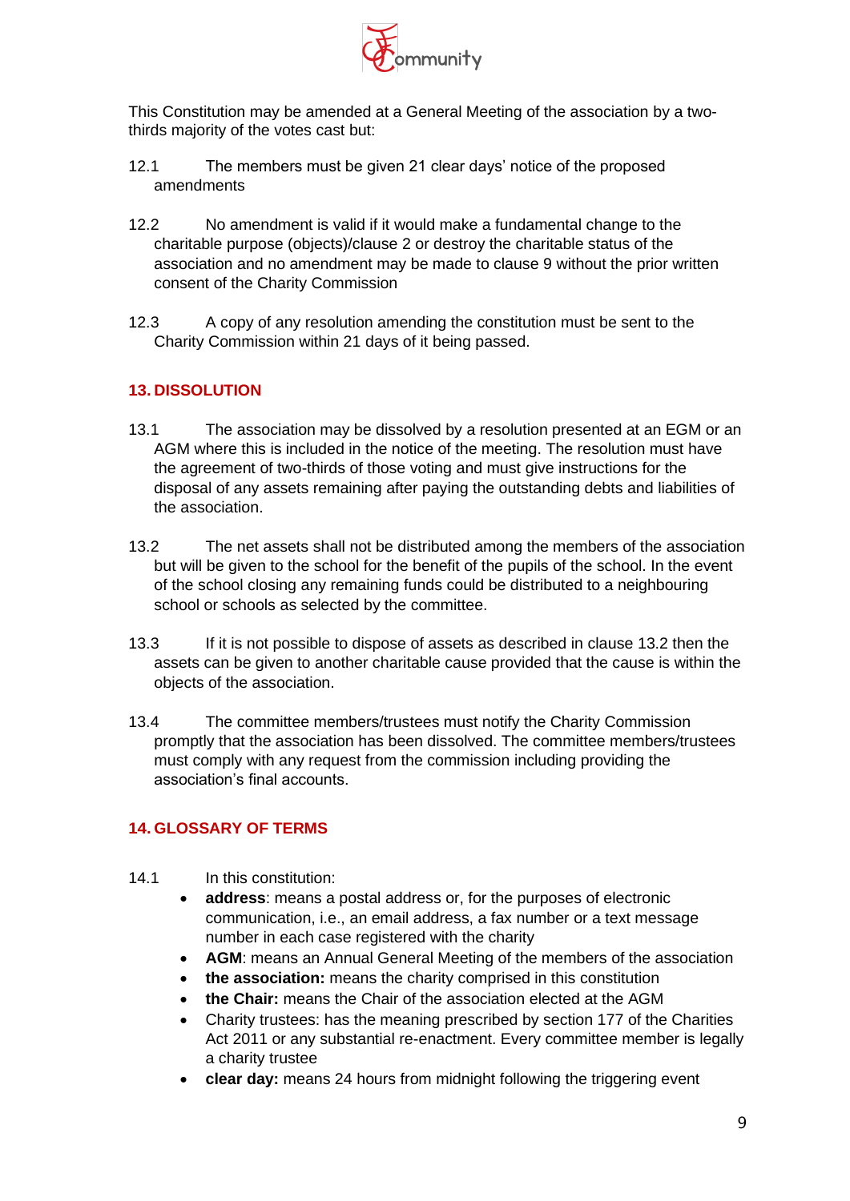This Constitution may be amended at a General Meeting of the association by a two-thirds majority of the votes cast but:

12.1 The members must be given 21 clear days' notice of the proposed amendments

12.2 No amendment is valid if it would make a fundamental change to the charitable purpose (objects)/clause 2 or destroy the charitable status of the association and no amendment may be made to clause 9 without the prior written consent of the Charity Commission

12.3 A copy of any resolution amending the constitution must be sent to the Charity Commission within 21 days of it being passed.

## 13. DISSOLUTION

13.1 The association may be dissolved by a resolution presented at an EGM or an AGM where this is included in the notice of the meeting. The resolution must have the agreement of two-thirds of those voting and must give instructions for the disposal of any assets remaining after paying the outstanding debts and liabilities of the association.

13.2 The net assets shall not be distributed among the members of the association but will be given to the school for the benefit of the pupils of the school. In the event of the school closing any remaining funds could be distributed to a neighbouring school or schools as selected by the committee.

13.3 If it is not possible to dispose of assets as described in clause 13.2 then the assets can be given to another charitable cause provided that the cause is within the objects of the association.

13.4 The committee members/trustees must notify the Charity Commission promptly that the association has been dissolved. The committee members/trustees must comply with any request from the commission including providing the association's final accounts.

## 14. GLOSSARY OF TERMS

14.1 In this constitution:

- **address**: means a postal address or, for the purposes of electronic communication, i.e., an email address, a fax number or a text message number in each case registered with the charity
- **AGM**: means an Annual General Meeting of the members of the association
- **the association:** means the charity comprised in this constitution
- **the Chair:** means the Chair of the association elected at the AGM
- Charity trustees: has the meaning prescribed by section 177 of the Charities Act 2011 or any substantial re-enactment. Every committee member is legally a charity trustee
- **clear day:** means 24 hours from midnight following the triggering event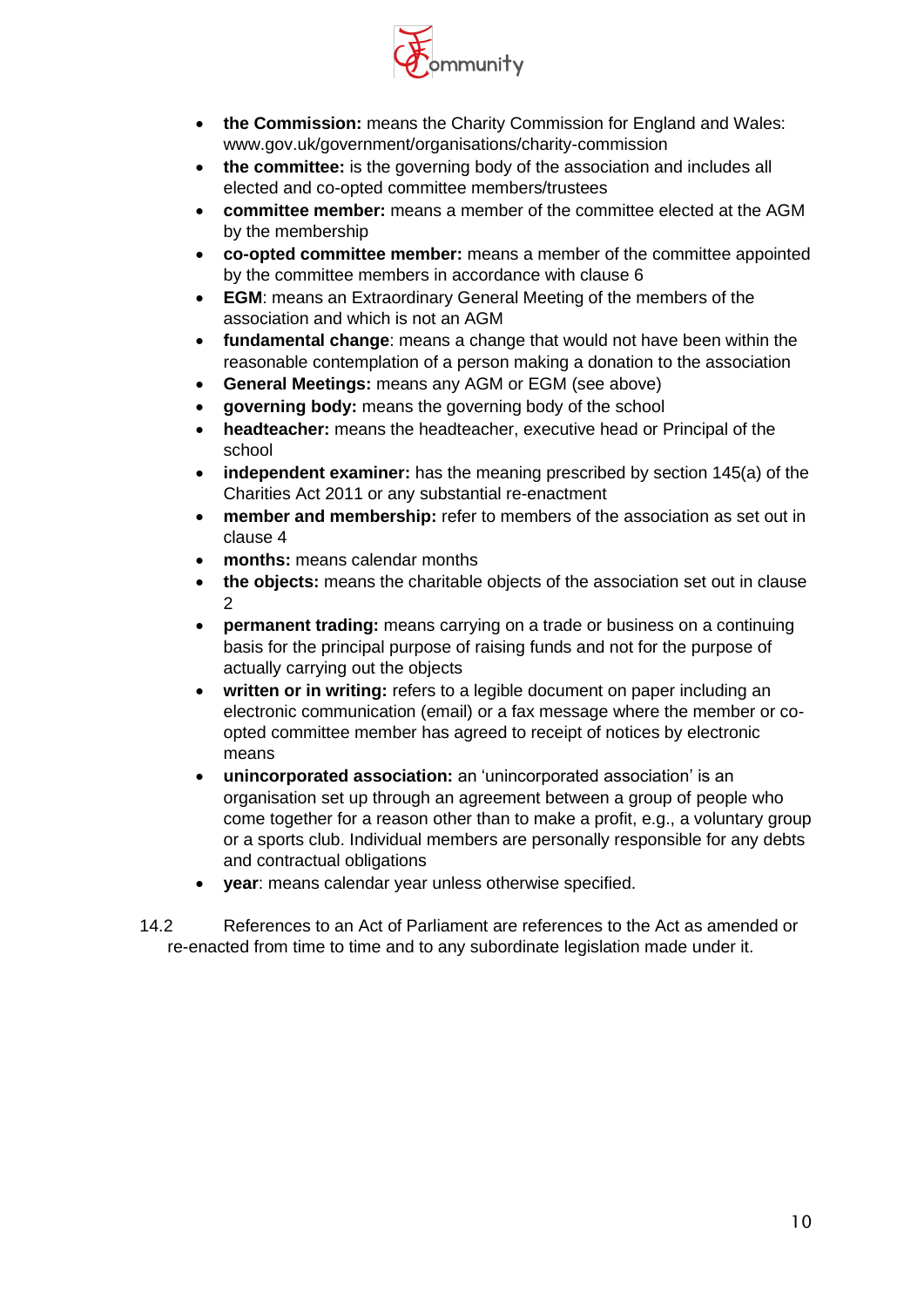- **the Commission:** means the Charity Commission for England and Wales: www.gov.uk/government/organisations/charity-commission
- **the committee:** is the governing body of the association and includes all elected and co-opted committee members/trustees
- **committee member:** means a member of the committee elected at the AGM by the membership
- **co-opted committee member:** means a member of the committee appointed by the committee members in accordance with clause 6
- **EGM**: means an Extraordinary General Meeting of the members of the association and which is not an AGM
- **fundamental change**: means a change that would not have been within the reasonable contemplation of a person making a donation to the association
- **General Meetings:** means any AGM or EGM (see above)
- **governing body:** means the governing body of the school
- **headteacher:** means the headteacher, executive head or Principal of the school
- **independent examiner:** has the meaning prescribed by section 145(a) of the Charities Act 2011 or any substantial re-enactment
- **member and membership:** refer to members of the association as set out in clause 4
- **months:** means calendar months
- **the objects:** means the charitable objects of the association set out in clause 2
- **permanent trading:** means carrying on a trade or business on a continuing basis for the principal purpose of raising funds and not for the purpose of actually carrying out the objects
- **written or in writing:** refers to a legible document on paper including an electronic communication (email) or a fax message where the member or co-opted committee member has agreed to receipt of notices by electronic means
- **unincorporated association:** an 'unincorporated association' is an organisation set up through an agreement between a group of people who come together for a reason other than to make a profit, e.g., a voluntary group or a sports club. Individual members are personally responsible for any debts and contractual obligations
- **year**: means calendar year unless otherwise specified.

14.2 References to an Act of Parliament are references to the Act as amended or re-enacted from time to time and to any subordinate legislation made under it.